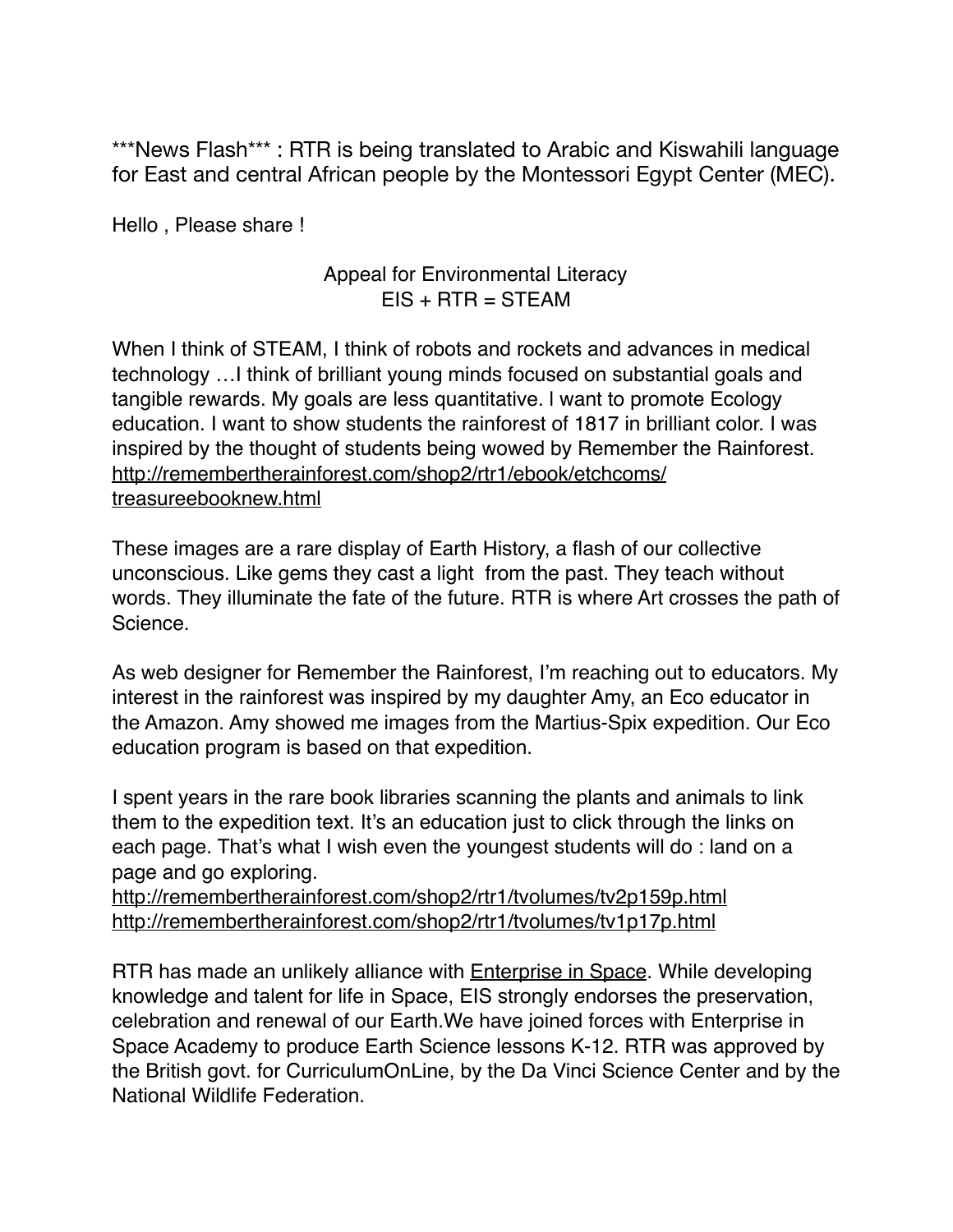***News Flash*** : RTR is being translated to Arabic and Kiswahili language for East and central African people by the Montessori Egypt Center (MEC).

Hello , Please share !

Appeal for Environmental Literacy
EIS + RTR = STEAM

When I think of STEAM, I think of robots and rockets and advances in medical technology …I think of brilliant young minds focused on substantial goals and tangible rewards. My goals are less quantitative. I want to promote Ecology education. I want to show students the rainforest of 1817 in brilliant color. I was inspired by the thought of students being wowed by Remember the Rainforest. http://remembertherainforest.com/shop2/rtr1/ebook/etchcoms/treasureebooknew.html

These images are a rare display of Earth History, a flash of our collective unconscious. Like gems they cast a light from the past. They teach without words. They illuminate the fate of the future. RTR is where Art crosses the path of Science.

As web designer for Remember the Rainforest, I'm reaching out to educators. My interest in the rainforest was inspired by my daughter Amy, an Eco educator in the Amazon. Amy showed me images from the Martius-Spix expedition. Our Eco education program is based on that expedition.

I spent years in the rare book libraries scanning the plants and animals to link them to the expedition text. It's an education just to click through the links on each page. That's what I wish even the youngest students will do : land on a page and go exploring.
http://remembertherainforest.com/shop2/rtr1/tvolumes/tv2p159p.html
http://remembertherainforest.com/shop2/rtr1/tvolumes/tv1p17p.html

RTR has made an unlikely alliance with Enterprise in Space. While developing knowledge and talent for life in Space, EIS strongly endorses the preservation, celebration and renewal of our Earth.We have joined forces with Enterprise in Space Academy to produce Earth Science lessons K-12. RTR was approved by the British govt. for CurriculumOnLine, by the Da Vinci Science Center and by the National Wildlife Federation.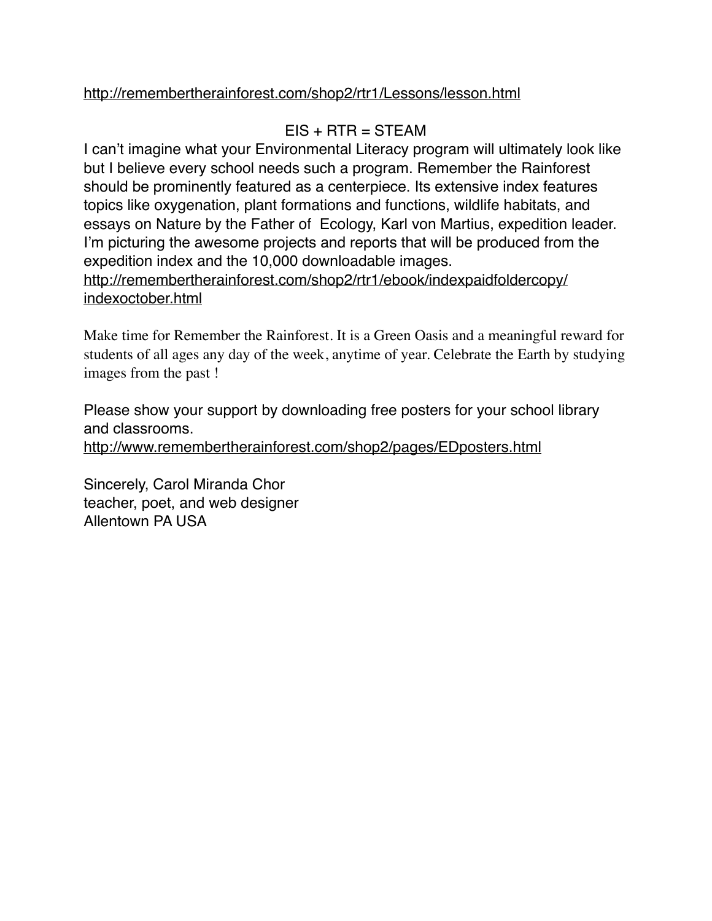http://remembertherainforest.com/shop2/rtr1/Lessons/lesson.html

EIS + RTR = STEAM

I can't imagine what your Environmental Literacy program will ultimately look like but I believe every school needs such a program. Remember the Rainforest should be prominently featured as a centerpiece. Its extensive index features topics like oxygenation, plant formations and functions, wildlife habitats, and essays on Nature by the Father of Ecology, Karl von Martius, expedition leader. I'm picturing the awesome projects and reports that will be produced from the expedition index and the 10,000 downloadable images.
http://remembertherainforest.com/shop2/rtr1/ebook/indexpaidfoldercopy/indexoctober.html

Make time for Remember the Rainforest. It is a Green Oasis and a meaningful reward for students of all ages any day of the week, anytime of year. Celebrate the Earth by studying images from the past !

Please show your support by downloading free posters for your school library and classrooms.
http://www.remembertherainforest.com/shop2/pages/EDposters.html

Sincerely, Carol Miranda Chor
teacher, poet, and web designer
Allentown PA USA